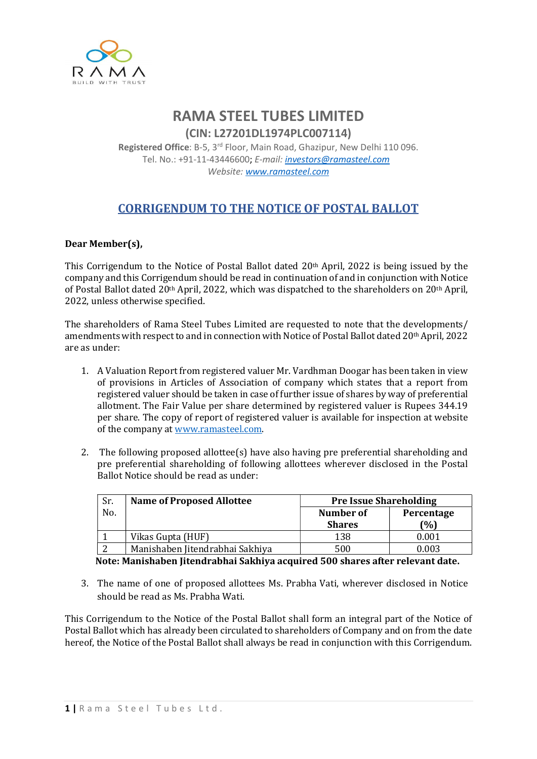# RAMA STEEL TUBES LIMITED

**(CIN: L27201DL1974PLC007114)**

**Registered Office**: B-5, 3rd Floor, Main Road, Ghazipur, New Delhi 110 096.
Tel. No.: +91-11-43446600; *E-mail: investors@ramasteel.com*
*Website: www.ramasteel.com*

## CORRIGENDUM TO THE NOTICE OF POSTAL BALLOT

**Dear Member(s),**

This Corrigendum to the Notice of Postal Ballot dated 20th April, 2022 is being issued by the company and this Corrigendum should be read in continuation of and in conjunction with Notice of Postal Ballot dated 20th April, 2022, which was dispatched to the shareholders on 20th April, 2022, unless otherwise specified.

The shareholders of Rama Steel Tubes Limited are requested to note that the developments/ amendments with respect to and in connection with Notice of Postal Ballot dated 20th April, 2022 are as under:

1. A Valuation Report from registered valuer Mr. Vardhman Doogar has been taken in view of provisions in Articles of Association of company which states that a report from registered valuer should be taken in case of further issue of shares by way of preferential allotment. The Fair Value per share determined by registered valuer is Rupees 344.19 per share. The copy of report of registered valuer is available for inspection at website of the company at www.ramasteel.com.

2. The following proposed allottee(s) have also having pre preferential shareholding and pre preferential shareholding of following allottees wherever disclosed in the Postal Ballot Notice should be read as under:

| Sr. No. | Name of Proposed Allottee | Pre Issue Shareholding | |
|---|---|---|---|
| | | Number of Shares | Percentage (%) |
| 1 | Vikas Gupta (HUF) | 138 | 0.001 |
| 2 | Manishaben Jitendrabhai Sakhiya | 500 | 0.003 |

**Note: Manishaben Jitendrabhai Sakhiya acquired 500 shares after relevant date.**

3. The name of one of proposed allottees Ms. Prabha Vati, wherever disclosed in Notice should be read as Ms. Prabha Wati.

This Corrigendum to the Notice of the Postal Ballot shall form an integral part of the Notice of Postal Ballot which has already been circulated to shareholders of Company and on from the date hereof, the Notice of the Postal Ballot shall always be read in conjunction with this Corrigendum.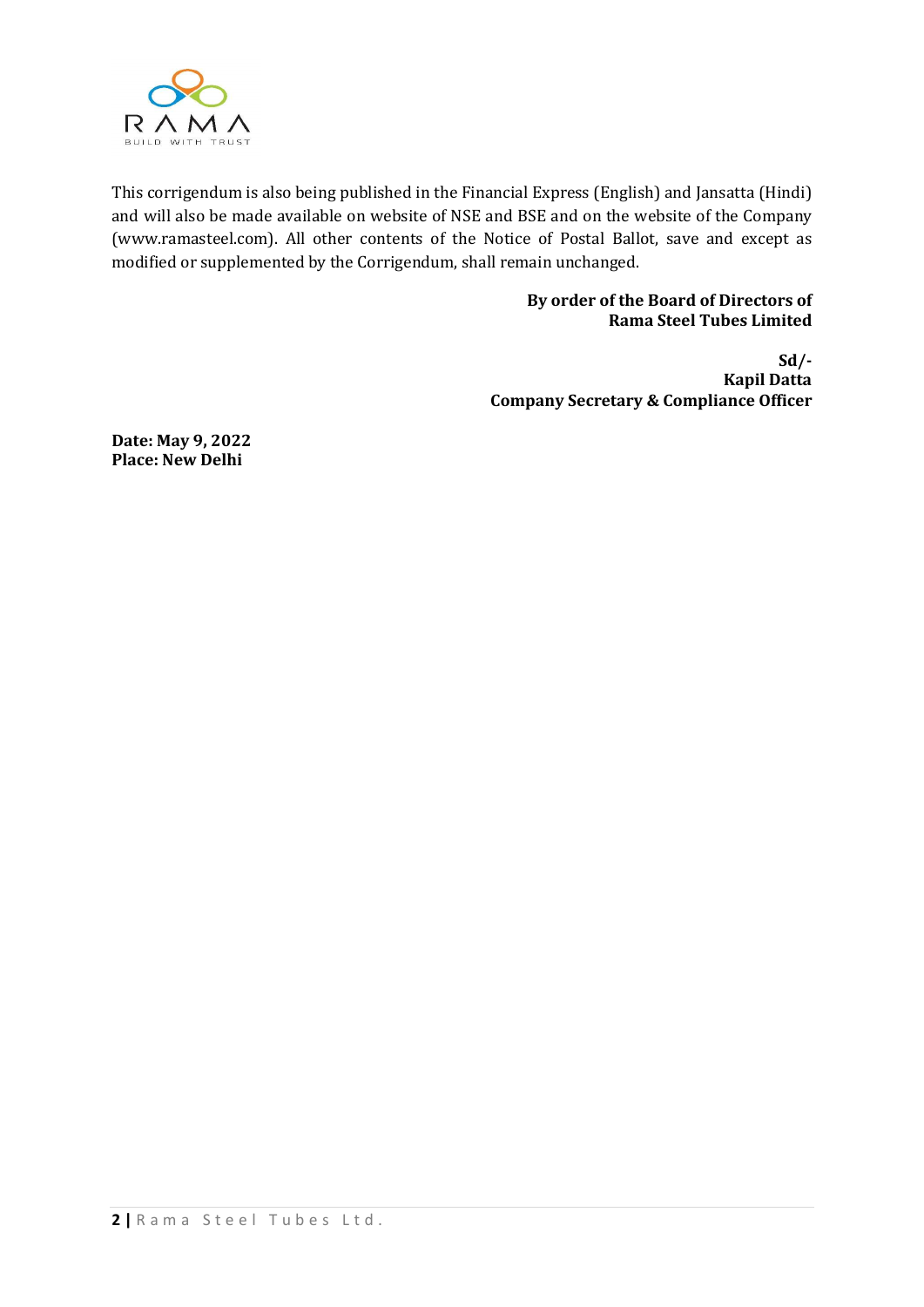This corrigendum is also being published in the Financial Express (English) and Jansatta (Hindi) and will also be made available on website of NSE and BSE and on the website of the Company (www.ramasteel.com). All other contents of the Notice of Postal Ballot, save and except as modified or supplemented by the Corrigendum, shall remain unchanged.

**By order of the Board of Directors of**
**Rama Steel Tubes Limited**

**Sd/-**
**Kapil Datta**
**Company Secretary & Compliance Officer**

**Date: May 9, 2022**
**Place: New Delhi**